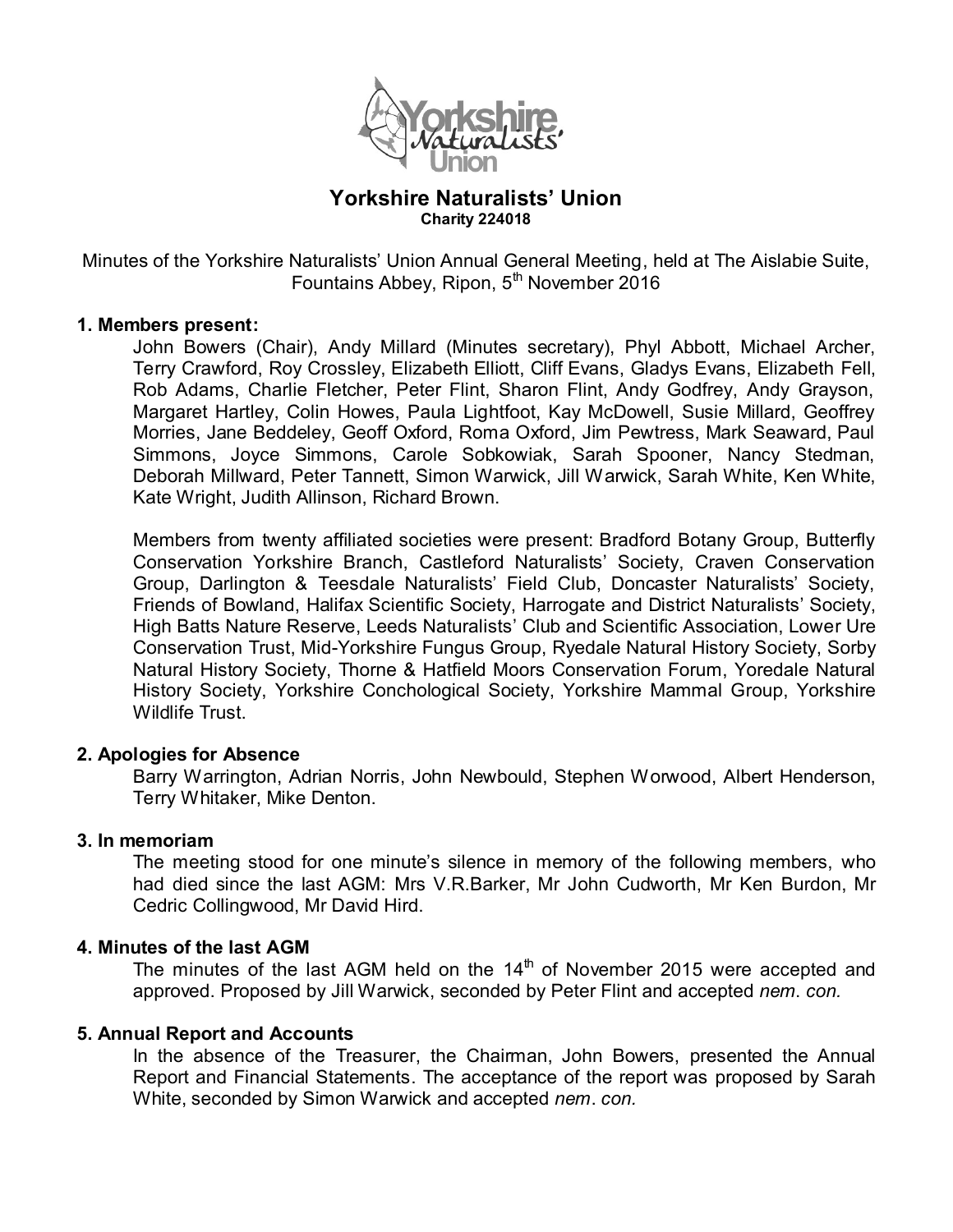# Yorkshire Naturalists' Union

**Charity 224018**

Minutes of the Yorkshire Naturalists' Union Annual General Meeting, held at The Aislabie Suite, Fountains Abbey, Ripon, 5th November 2016

## 1. Members present:

John Bowers (Chair), Andy Millard (Minutes secretary), Phyl Abbott, Michael Archer, Terry Crawford, Roy Crossley, Elizabeth Elliott, Cliff Evans, Gladys Evans, Elizabeth Fell, Rob Adams, Charlie Fletcher, Peter Flint, Sharon Flint, Andy Godfrey, Andy Grayson, Margaret Hartley, Colin Howes, Paula Lightfoot, Kay McDowell, Susie Millard, Geoffrey Morries, Jane Beddeley, Geoff Oxford, Roma Oxford, Jim Pewtress, Mark Seaward, Paul Simmons, Joyce Simmons, Carole Sobkowiak, Sarah Spooner, Nancy Stedman, Deborah Millward, Peter Tannett, Simon Warwick, Jill Warwick, Sarah White, Ken White, Kate Wright, Judith Allinson, Richard Brown.

Members from twenty affiliated societies were present: Bradford Botany Group, Butterfly Conservation Yorkshire Branch, Castleford Naturalists' Society, Craven Conservation Group, Darlington & Teesdale Naturalists' Field Club, Doncaster Naturalists' Society, Friends of Bowland, Halifax Scientific Society, Harrogate and District Naturalists' Society, High Batts Nature Reserve, Leeds Naturalists' Club and Scientific Association, Lower Ure Conservation Trust, Mid-Yorkshire Fungus Group, Ryedale Natural History Society, Sorby Natural History Society, Thorne & Hatfield Moors Conservation Forum, Yoredale Natural History Society, Yorkshire Conchological Society, Yorkshire Mammal Group, Yorkshire Wildlife Trust.

## 2. Apologies for Absence

Barry Warrington, Adrian Norris, John Newbould, Stephen Worwood, Albert Henderson, Terry Whitaker, Mike Denton.

## 3. In memoriam

The meeting stood for one minute's silence in memory of the following members, who had died since the last AGM: Mrs V.R.Barker, Mr John Cudworth, Mr Ken Burdon, Mr Cedric Collingwood, Mr David Hird.

## 4. Minutes of the last AGM

The minutes of the last AGM held on the 14th of November 2015 were accepted and approved. Proposed by Jill Warwick, seconded by Peter Flint and accepted *nem. con.*

## 5. Annual Report and Accounts

In the absence of the Treasurer, the Chairman, John Bowers, presented the Annual Report and Financial Statements. The acceptance of the report was proposed by Sarah White, seconded by Simon Warwick and accepted *nem. con.*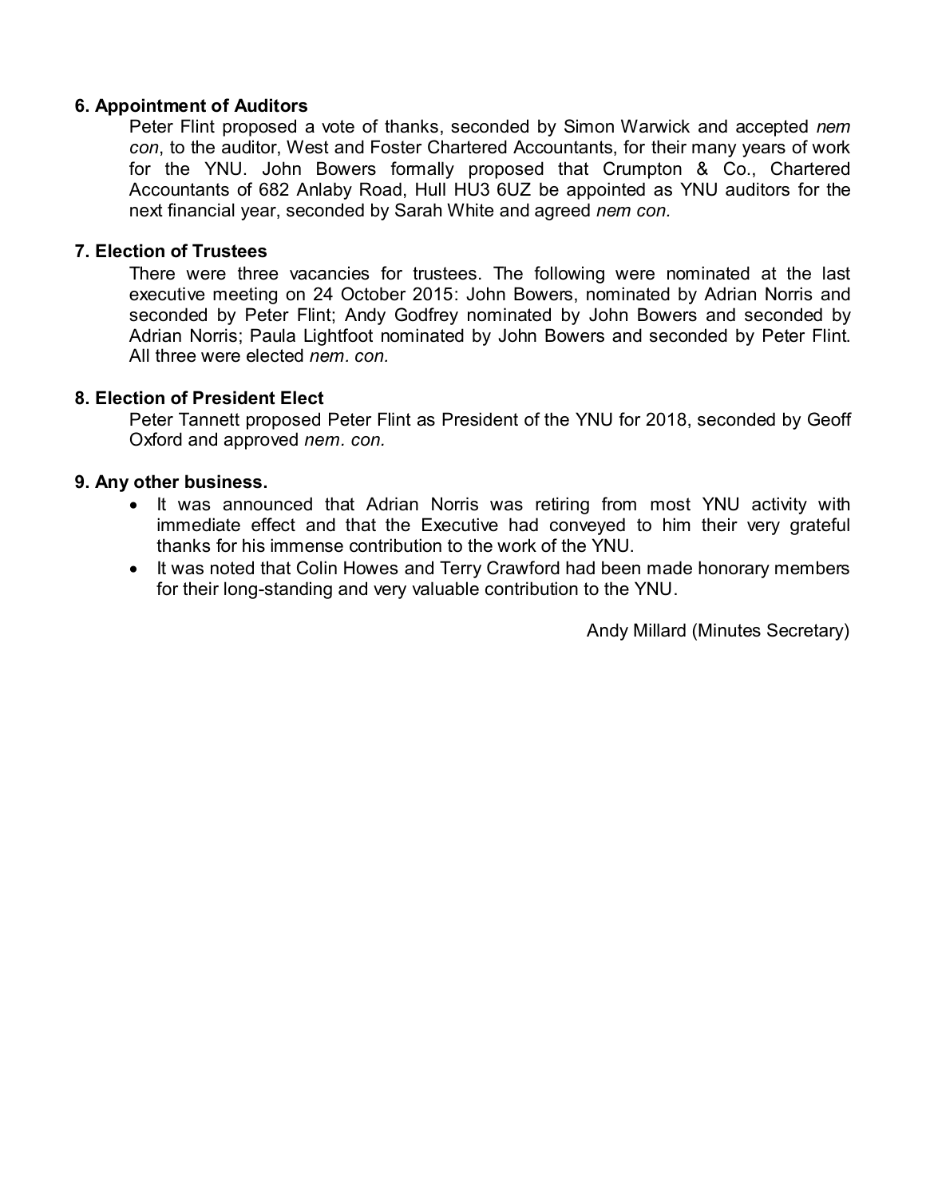**6. Appointment of Auditors**

Peter Flint proposed a vote of thanks, seconded by Simon Warwick and accepted *nem con*, to the auditor, West and Foster Chartered Accountants, for their many years of work for the YNU. John Bowers formally proposed that Crumpton & Co., Chartered Accountants of 682 Anlaby Road, Hull HU3 6UZ be appointed as YNU auditors for the next financial year, seconded by Sarah White and agreed *nem con.*

**7. Election of Trustees**

There were three vacancies for trustees. The following were nominated at the last executive meeting on 24 October 2015: John Bowers, nominated by Adrian Norris and seconded by Peter Flint; Andy Godfrey nominated by John Bowers and seconded by Adrian Norris; Paula Lightfoot nominated by John Bowers and seconded by Peter Flint. All three were elected *nem. con.*

**8. Election of President Elect**

Peter Tannett proposed Peter Flint as President of the YNU for 2018, seconded by Geoff Oxford and approved *nem. con.*

**9. Any other business.**

- It was announced that Adrian Norris was retiring from most YNU activity with immediate effect and that the Executive had conveyed to him their very grateful thanks for his immense contribution to the work of the YNU.
- It was noted that Colin Howes and Terry Crawford had been made honorary members for their long-standing and very valuable contribution to the YNU.

Andy Millard (Minutes Secretary)